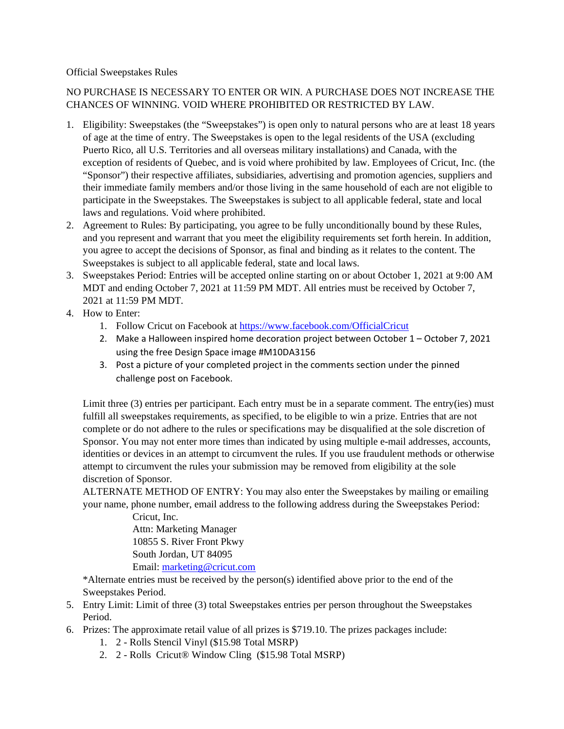Official Sweepstakes Rules

NO PURCHASE IS NECESSARY TO ENTER OR WIN. A PURCHASE DOES NOT INCREASE THE CHANCES OF WINNING. VOID WHERE PROHIBITED OR RESTRICTED BY LAW.

1. Eligibility: Sweepstakes (the "Sweepstakes") is open only to natural persons who are at least 18 years of age at the time of entry. The Sweepstakes is open to the legal residents of the USA (excluding Puerto Rico, all U.S. Territories and all overseas military installations) and Canada, with the exception of residents of Quebec, and is void where prohibited by law. Employees of Cricut, Inc. (the "Sponsor") their respective affiliates, subsidiaries, advertising and promotion agencies, suppliers and their immediate family members and/or those living in the same household of each are not eligible to participate in the Sweepstakes. The Sweepstakes is subject to all applicable federal, state and local laws and regulations. Void where prohibited.
2. Agreement to Rules: By participating, you agree to be fully unconditionally bound by these Rules, and you represent and warrant that you meet the eligibility requirements set forth herein. In addition, you agree to accept the decisions of Sponsor, as final and binding as it relates to the content. The Sweepstakes is subject to all applicable federal, state and local laws.
3. Sweepstakes Period: Entries will be accepted online starting on or about October 1, 2021 at 9:00 AM MDT and ending October 7, 2021 at 11:59 PM MDT. All entries must be received by October 7, 2021 at 11:59 PM MDT.
4. How to Enter:
    1. Follow Cricut on Facebook at https://www.facebook.com/OfficialCricut
    2. Make a Halloween inspired home decoration project between October 1 – October 7, 2021 using the free Design Space image #M10DA3156
    3. Post a picture of your completed project in the comments section under the pinned challenge post on Facebook.

    Limit three (3) entries per participant. Each entry must be in a separate comment. The entry(ies) must fulfill all sweepstakes requirements, as specified, to be eligible to win a prize. Entries that are not complete or do not adhere to the rules or specifications may be disqualified at the sole discretion of Sponsor. You may not enter more times than indicated by using multiple e-mail addresses, accounts, identities or devices in an attempt to circumvent the rules. If you use fraudulent methods or otherwise attempt to circumvent the rules your submission may be removed from eligibility at the sole discretion of Sponsor.

    ALTERNATE METHOD OF ENTRY: You may also enter the Sweepstakes by mailing or emailing your name, phone number, email address to the following address during the Sweepstakes Period:

    Cricut, Inc.
    Attn: Marketing Manager
    10855 S. River Front Pkwy
    South Jordan, UT 84095
    Email: marketing@cricut.com

    *Alternate entries must be received by the person(s) identified above prior to the end of the Sweepstakes Period.
5. Entry Limit: Limit of three (3) total Sweepstakes entries per person throughout the Sweepstakes Period.
6. Prizes: The approximate retail value of all prizes is $719.10. The prizes packages include:
    1. 2 - Rolls Stencil Vinyl ($15.98 Total MSRP)
    2. 2 - Rolls Cricut® Window Cling ($15.98 Total MSRP)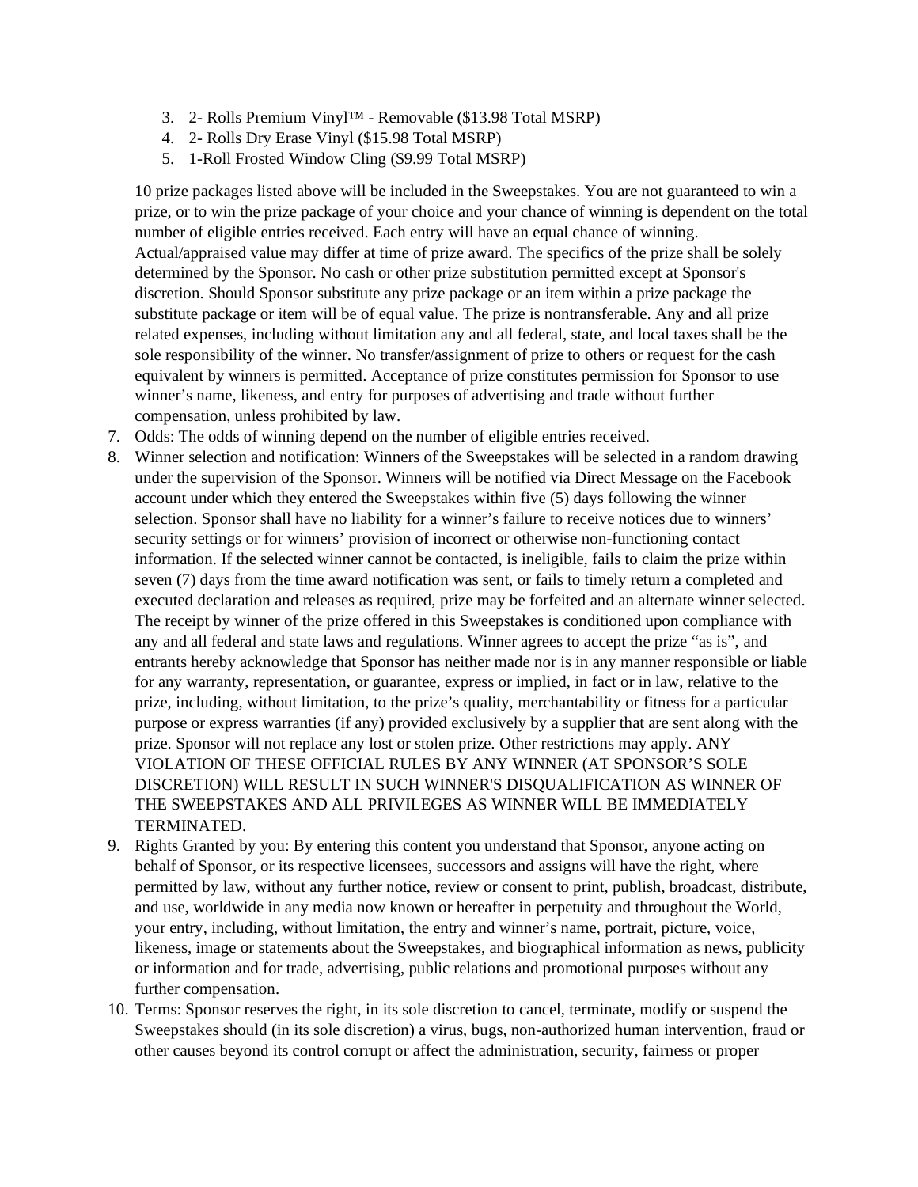3. 2- Rolls Premium Vinyl™ - Removable ($13.98 Total MSRP)
4. 2- Rolls Dry Erase Vinyl ($15.98 Total MSRP)
5. 1-Roll Frosted Window Cling ($9.99 Total MSRP)

10 prize packages listed above will be included in the Sweepstakes. You are not guaranteed to win a prize, or to win the prize package of your choice and your chance of winning is dependent on the total number of eligible entries received. Each entry will have an equal chance of winning. Actual/appraised value may differ at time of prize award. The specifics of the prize shall be solely determined by the Sponsor. No cash or other prize substitution permitted except at Sponsor's discretion. Should Sponsor substitute any prize package or an item within a prize package the substitute package or item will be of equal value. The prize is nontransferable. Any and all prize related expenses, including without limitation any and all federal, state, and local taxes shall be the sole responsibility of the winner. No transfer/assignment of prize to others or request for the cash equivalent by winners is permitted. Acceptance of prize constitutes permission for Sponsor to use winner's name, likeness, and entry for purposes of advertising and trade without further compensation, unless prohibited by law.

7. Odds: The odds of winning depend on the number of eligible entries received.
8. Winner selection and notification: Winners of the Sweepstakes will be selected in a random drawing under the supervision of the Sponsor. Winners will be notified via Direct Message on the Facebook account under which they entered the Sweepstakes within five (5) days following the winner selection. Sponsor shall have no liability for a winner's failure to receive notices due to winners' security settings or for winners' provision of incorrect or otherwise non-functioning contact information. If the selected winner cannot be contacted, is ineligible, fails to claim the prize within seven (7) days from the time award notification was sent, or fails to timely return a completed and executed declaration and releases as required, prize may be forfeited and an alternate winner selected. The receipt by winner of the prize offered in this Sweepstakes is conditioned upon compliance with any and all federal and state laws and regulations. Winner agrees to accept the prize "as is", and entrants hereby acknowledge that Sponsor has neither made nor is in any manner responsible or liable for any warranty, representation, or guarantee, express or implied, in fact or in law, relative to the prize, including, without limitation, to the prize's quality, merchantability or fitness for a particular purpose or express warranties (if any) provided exclusively by a supplier that are sent along with the prize. Sponsor will not replace any lost or stolen prize. Other restrictions may apply. ANY VIOLATION OF THESE OFFICIAL RULES BY ANY WINNER (AT SPONSOR'S SOLE DISCRETION) WILL RESULT IN SUCH WINNER'S DISQUALIFICATION AS WINNER OF THE SWEEPSTAKES AND ALL PRIVILEGES AS WINNER WILL BE IMMEDIATELY TERMINATED.
9. Rights Granted by you: By entering this content you understand that Sponsor, anyone acting on behalf of Sponsor, or its respective licensees, successors and assigns will have the right, where permitted by law, without any further notice, review or consent to print, publish, broadcast, distribute, and use, worldwide in any media now known or hereafter in perpetuity and throughout the World, your entry, including, without limitation, the entry and winner's name, portrait, picture, voice, likeness, image or statements about the Sweepstakes, and biographical information as news, publicity or information and for trade, advertising, public relations and promotional purposes without any further compensation.
10. Terms: Sponsor reserves the right, in its sole discretion to cancel, terminate, modify or suspend the Sweepstakes should (in its sole discretion) a virus, bugs, non-authorized human intervention, fraud or other causes beyond its control corrupt or affect the administration, security, fairness or proper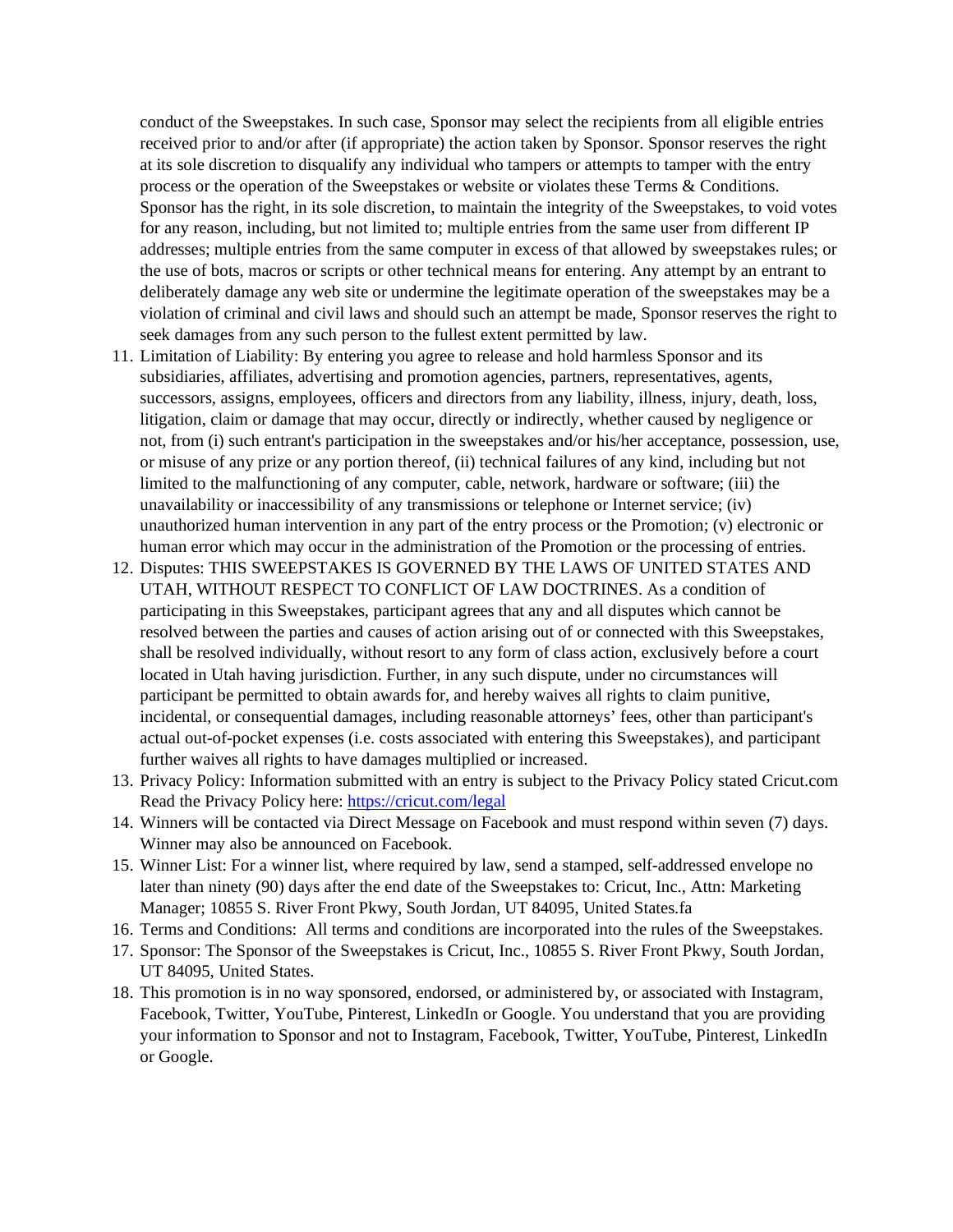conduct of the Sweepstakes. In such case, Sponsor may select the recipients from all eligible entries received prior to and/or after (if appropriate) the action taken by Sponsor. Sponsor reserves the right at its sole discretion to disqualify any individual who tampers or attempts to tamper with the entry process or the operation of the Sweepstakes or website or violates these Terms & Conditions. Sponsor has the right, in its sole discretion, to maintain the integrity of the Sweepstakes, to void votes for any reason, including, but not limited to; multiple entries from the same user from different IP addresses; multiple entries from the same computer in excess of that allowed by sweepstakes rules; or the use of bots, macros or scripts or other technical means for entering. Any attempt by an entrant to deliberately damage any web site or undermine the legitimate operation of the sweepstakes may be a violation of criminal and civil laws and should such an attempt be made, Sponsor reserves the right to seek damages from any such person to the fullest extent permitted by law.

11. Limitation of Liability: By entering you agree to release and hold harmless Sponsor and its subsidiaries, affiliates, advertising and promotion agencies, partners, representatives, agents, successors, assigns, employees, officers and directors from any liability, illness, injury, death, loss, litigation, claim or damage that may occur, directly or indirectly, whether caused by negligence or not, from (i) such entrant's participation in the sweepstakes and/or his/her acceptance, possession, use, or misuse of any prize or any portion thereof, (ii) technical failures of any kind, including but not limited to the malfunctioning of any computer, cable, network, hardware or software; (iii) the unavailability or inaccessibility of any transmissions or telephone or Internet service; (iv) unauthorized human intervention in any part of the entry process or the Promotion; (v) electronic or human error which may occur in the administration of the Promotion or the processing of entries.
12. Disputes: THIS SWEEPSTAKES IS GOVERNED BY THE LAWS OF UNITED STATES AND UTAH, WITHOUT RESPECT TO CONFLICT OF LAW DOCTRINES. As a condition of participating in this Sweepstakes, participant agrees that any and all disputes which cannot be resolved between the parties and causes of action arising out of or connected with this Sweepstakes, shall be resolved individually, without resort to any form of class action, exclusively before a court located in Utah having jurisdiction. Further, in any such dispute, under no circumstances will participant be permitted to obtain awards for, and hereby waives all rights to claim punitive, incidental, or consequential damages, including reasonable attorneys' fees, other than participant's actual out-of-pocket expenses (i.e. costs associated with entering this Sweepstakes), and participant further waives all rights to have damages multiplied or increased.
13. Privacy Policy: Information submitted with an entry is subject to the Privacy Policy stated Cricut.com Read the Privacy Policy here: [https://cricut.com/legal](https://cricut.com/legal)
14. Winners will be contacted via Direct Message on Facebook and must respond within seven (7) days. Winner may also be announced on Facebook.
15. Winner List: For a winner list, where required by law, send a stamped, self-addressed envelope no later than ninety (90) days after the end date of the Sweepstakes to: Cricut, Inc., Attn: Marketing Manager; 10855 S. River Front Pkwy, South Jordan, UT 84095, United States.fa
16. Terms and Conditions: All terms and conditions are incorporated into the rules of the Sweepstakes.
17. Sponsor: The Sponsor of the Sweepstakes is Cricut, Inc., 10855 S. River Front Pkwy, South Jordan, UT 84095, United States.
18. This promotion is in no way sponsored, endorsed, or administered by, or associated with Instagram, Facebook, Twitter, YouTube, Pinterest, LinkedIn or Google. You understand that you are providing your information to Sponsor and not to Instagram, Facebook, Twitter, YouTube, Pinterest, LinkedIn or Google.